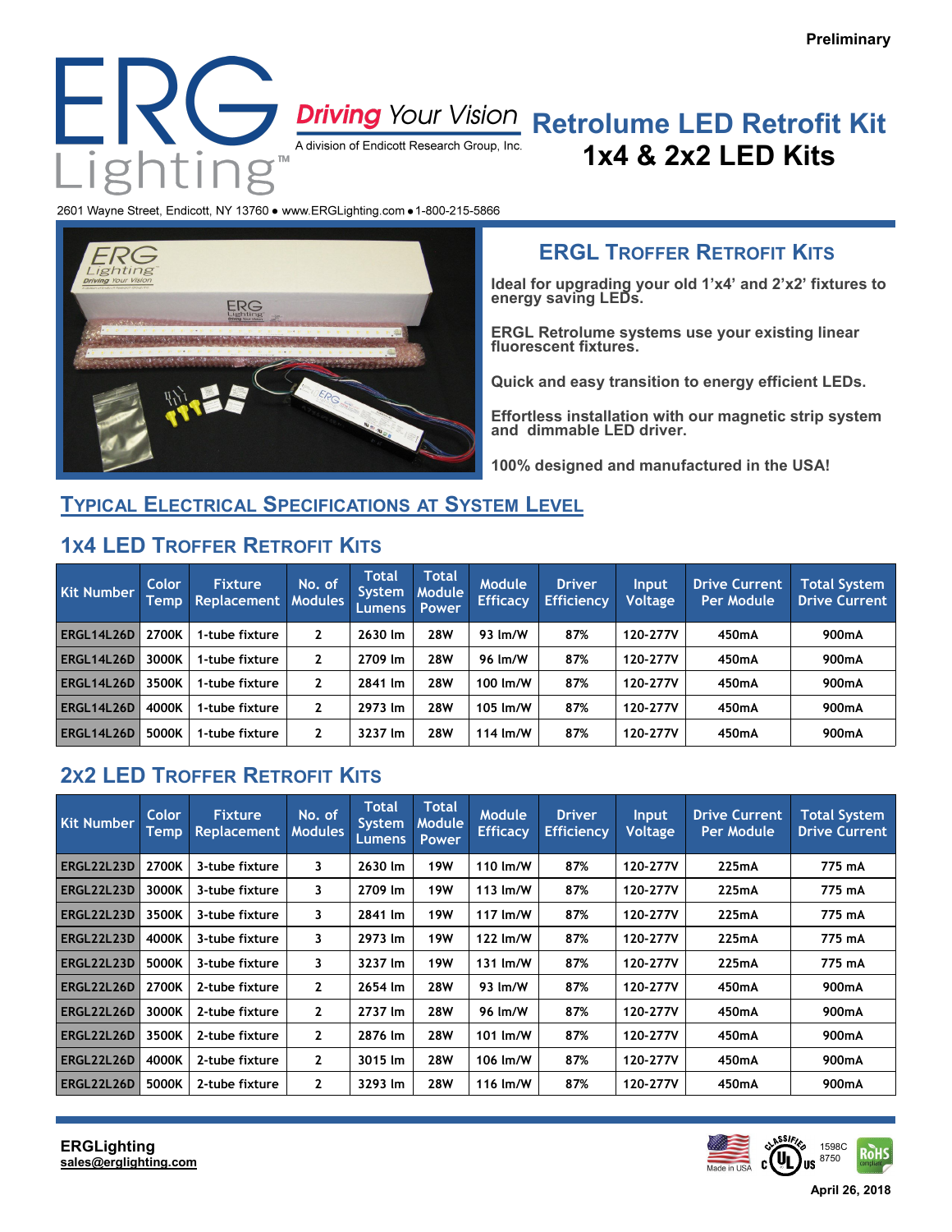Preliminary

# ERG Lighting™

**Driving Your Vision**
A division of Endicott Research Group, Inc.

# Retrolume LED Retrofit Kit
## 1x4 & 2x2 LED Kits

2601 Wayne Street, Endicott, NY 13760 • www.ERGLighting.com • 1-800-215-5866

## ERGL Troffer Retrofit Kits

**Ideal for upgrading your old 1'x4' and 2'x2' fixtures to energy saving LEDs.**

**ERGL Retrolume systems use your existing linear fluorescent fixtures.**

**Quick and easy transition to energy efficient LEDs.**

**Effortless installation with our magnetic strip system and dimmable LED driver.**

**100% designed and manufactured in the USA!**

## Typical Electrical Specifications at System Level

### 1x4 LED Troffer Retrofit Kits

| Kit Number | Color Temp | Fixture Replacement | No. of Modules | Total System Lumens | Total Module Power | Module Efficacy | Driver Efficiency | Input Voltage | Drive Current Per Module | Total System Drive Current |
|---|---|---|---|---|---|---|---|---|---|---|
| ERGL14L26D | 2700K | 1-tube fixture | 2 | 2630 lm | 28W | 93 lm/W | 87% | 120-277V | 450mA | 900mA |
| ERGL14L26D | 3000K | 1-tube fixture | 2 | 2709 lm | 28W | 96 lm/W | 87% | 120-277V | 450mA | 900mA |
| ERGL14L26D | 3500K | 1-tube fixture | 2 | 2841 lm | 28W | 100 lm/W | 87% | 120-277V | 450mA | 900mA |
| ERGL14L26D | 4000K | 1-tube fixture | 2 | 2973 lm | 28W | 105 lm/W | 87% | 120-277V | 450mA | 900mA |
| ERGL14L26D | 5000K | 1-tube fixture | 2 | 3237 lm | 28W | 114 lm/W | 87% | 120-277V | 450mA | 900mA |

### 2x2 LED Troffer Retrofit Kits

| Kit Number | Color Temp | Fixture Replacement | No. of Modules | Total System Lumens | Total Module Power | Module Efficacy | Driver Efficiency | Input Voltage | Drive Current Per Module | Total System Drive Current |
|---|---|---|---|---|---|---|---|---|---|---|
| ERGL22L23D | 2700K | 3-tube fixture | 3 | 2630 lm | 19W | 110 lm/W | 87% | 120-277V | 225mA | 775 mA |
| ERGL22L23D | 3000K | 3-tube fixture | 3 | 2709 lm | 19W | 113 lm/W | 87% | 120-277V | 225mA | 775 mA |
| ERGL22L23D | 3500K | 3-tube fixture | 3 | 2841 lm | 19W | 117 lm/W | 87% | 120-277V | 225mA | 775 mA |
| ERGL22L23D | 4000K | 3-tube fixture | 3 | 2973 lm | 19W | 122 lm/W | 87% | 120-277V | 225mA | 775 mA |
| ERGL22L23D | 5000K | 3-tube fixture | 3 | 3237 lm | 19W | 131 lm/W | 87% | 120-277V | 225mA | 775 mA |
| ERGL22L26D | 2700K | 2-tube fixture | 2 | 2654 lm | 28W | 93 lm/W | 87% | 120-277V | 450mA | 900mA |
| ERGL22L26D | 3000K | 2-tube fixture | 2 | 2737 lm | 28W | 96 lm/W | 87% | 120-277V | 450mA | 900mA |
| ERGL22L26D | 3500K | 2-tube fixture | 2 | 2876 lm | 28W | 101 lm/W | 87% | 120-277V | 450mA | 900mA |
| ERGL22L26D | 4000K | 2-tube fixture | 2 | 3015 lm | 28W | 106 lm/W | 87% | 120-277V | 450mA | 900mA |
| ERGL22L26D | 5000K | 2-tube fixture | 2 | 3293 lm | 28W | 116 lm/W | 87% | 120-277V | 450mA | 900mA |

**ERGLighting**
sales@erglighting.com

Made in USA · UL Classified 1598C 8750 · RoHS compliant

April 26, 2018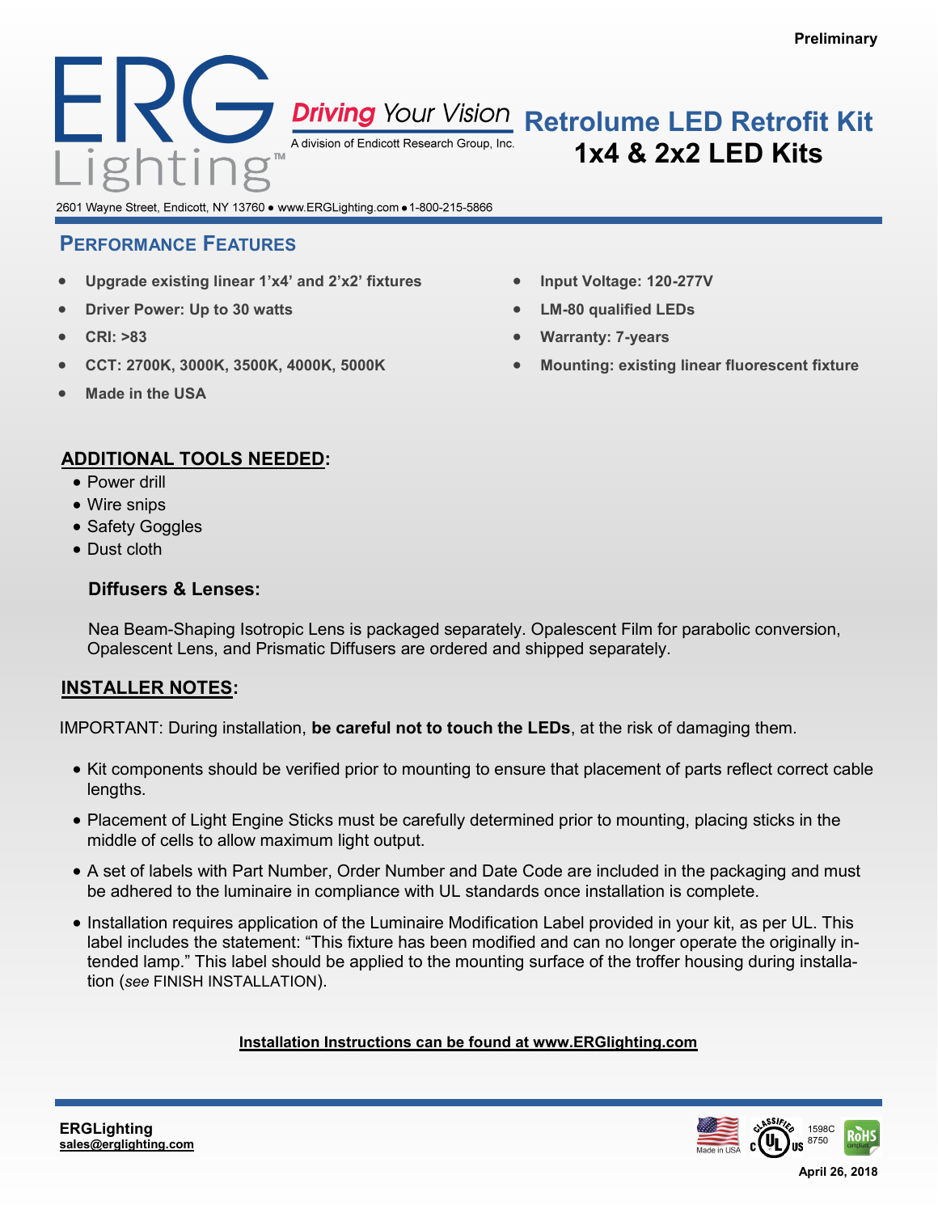Preliminary

ERG Lighting™

**Driving** Your Vision

A division of Endicott Research Group, Inc.

# Retrolume LED Retrofit Kit

## 1x4 & 2x2 LED Kits

2601 Wayne Street, Endicott, NY 13760 ● www.ERGLighting.com ● 1-800-215-5866

## Performance Features

- **Upgrade existing linear 1'x4' and 2'x2' fixtures**
- **Driver Power: Up to 30 watts**
- **CRI: >83**
- **CCT: 2700K, 3000K, 3500K, 4000K, 5000K**
- **Made in the USA**
- **Input Voltage: 120-277V**
- **LM-80 qualified LEDs**
- **Warranty: 7-years**
- **Mounting: existing linear fluorescent fixture**

### ADDITIONAL TOOLS NEEDED:

- Power drill
- Wire snips
- Safety Goggles
- Dust cloth

### Diffusers & Lenses:

Nea Beam-Shaping Isotropic Lens is packaged separately. Opalescent Film for parabolic conversion, Opalescent Lens, and Prismatic Diffusers are ordered and shipped separately.

### INSTALLER NOTES:

IMPORTANT: During installation, **be careful not to touch the LEDs**, at the risk of damaging them.

- Kit components should be verified prior to mounting to ensure that placement of parts reflect correct cable lengths.
- Placement of Light Engine Sticks must be carefully determined prior to mounting, placing sticks in the middle of cells to allow maximum light output.
- A set of labels with Part Number, Order Number and Date Code are included in the packaging and must be adhered to the luminaire in compliance with UL standards once installation is complete.
- Installation requires application of the Luminaire Modification Label provided in your kit, as per UL. This label includes the statement: "This fixture has been modified and can no longer operate the originally intended lamp." This label should be applied to the mounting surface of the troffer housing during installation (*see* FINISH INSTALLATION).

**Installation Instructions can be found at www.ERGlighting.com**

**ERGLighting**
**sales@erglighting.com**

Made in USA
CLASSIFIED c UL US 1598C 8750
RoHS compliant

April 26, 2018